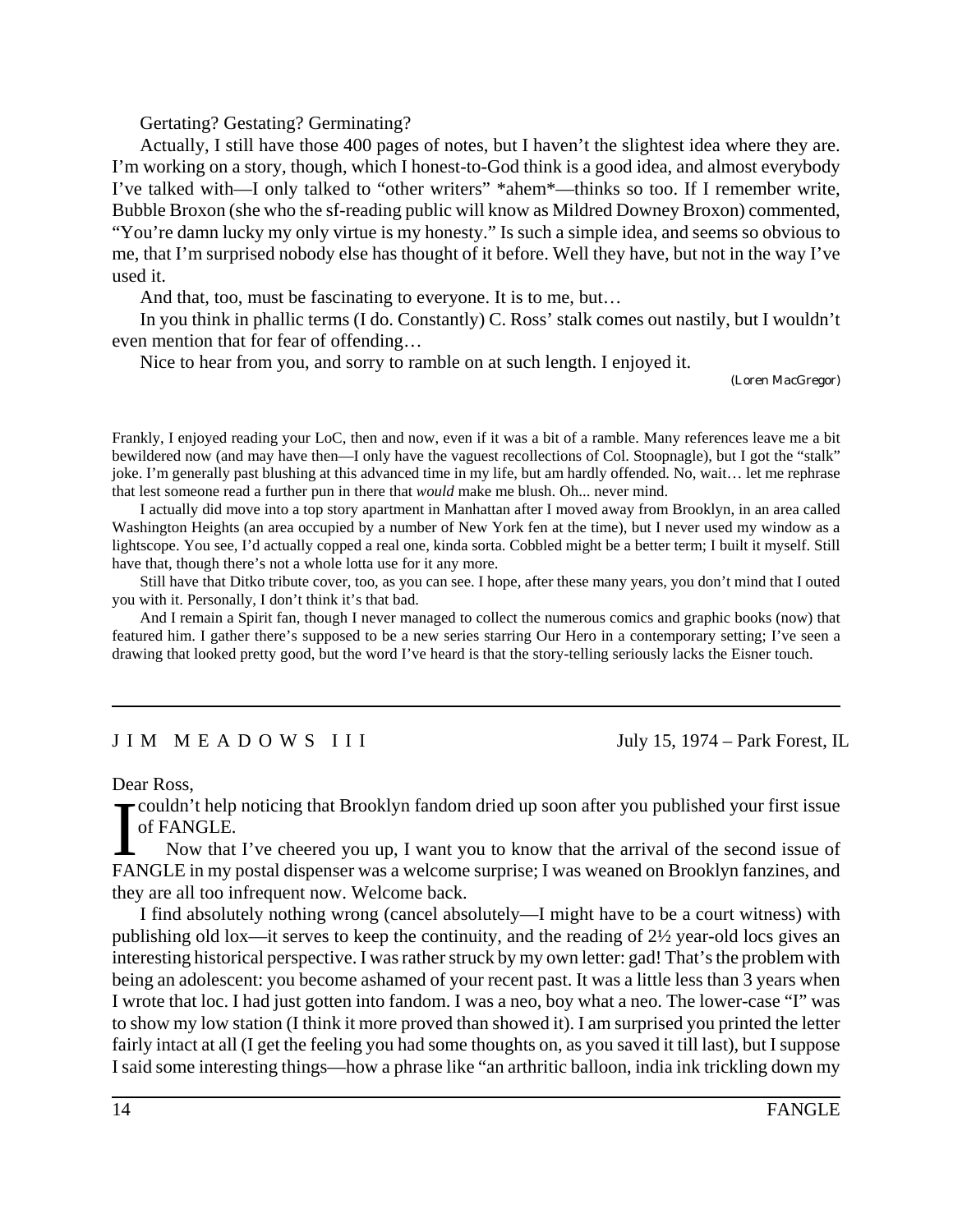Gertating? Gestating? Germinating?

Actually, I still have those 400 pages of notes, but I haven't the slightest idea where they are. I'm working on a story, though, which I honest-to-God think is a good idea, and almost everybody I've talked with—I only talked to "other writers" *ahem*—thinks so too. If I remember write, Bubble Broxon (she who the sf-reading public will know as Mildred Downey Broxon) commented, "You're damn lucky my only virtue is my honesty." Is such a simple idea, and seems so obvious to me, that I'm surprised nobody else has thought of it before. Well they have, but not in the way I've used it.

And that, too, must be fascinating to everyone. It is to me, but…

In you think in phallic terms (I do. Constantly) C. Ross' stalk comes out nastily, but I wouldn't even mention that for fear of offending…

Nice to hear from you, and sorry to ramble on at such length. I enjoyed it.

(Loren MacGregor)

Frankly, I enjoyed reading your LoC, then and now, even if it was a bit of a ramble. Many references leave me a bit bewildered now (and may have then—I only have the vaguest recollections of Col. Stoopnagle), but I got the "stalk" joke. I'm generally past blushing at this advanced time in my life, but am hardly offended. No, wait… let me rephrase that lest someone read a further pun in there that *would* make me blush. Oh... never mind.

I actually did move into a top story apartment in Manhattan after I moved away from Brooklyn, in an area called Washington Heights (an area occupied by a number of New York fen at the time), but I never used my window as a lightscope. You see, I'd actually copped a real one, kinda sorta. Cobbled might be a better term; I built it myself. Still have that, though there's not a whole lotta use for it any more.

Still have that Ditko tribute cover, too, as you can see. I hope, after these many years, you don't mind that I outed you with it. Personally, I don't think it's that bad.

And I remain a Spirit fan, though I never managed to collect the numerous comics and graphic books (now) that featured him. I gather there's supposed to be a new series starring Our Hero in a contemporary setting; I've seen a drawing that looked pretty good, but the word I've heard is that the story-telling seriously lacks the Eisner touch.

---

## JIM MEADOWS III

July 15, 1974 – Park Forest, IL

Dear Ross,

I couldn't help noticing that Brooklyn fandom dried up soon after you published your first issue of FANGLE.

Now that I've cheered you up, I want you to know that the arrival of the second issue of FANGLE in my postal dispenser was a welcome surprise; I was weaned on Brooklyn fanzines, and they are all too infrequent now. Welcome back.

I find absolutely nothing wrong (cancel absolutely—I might have to be a court witness) with publishing old lox—it serves to keep the continuity, and the reading of 2½ year-old locs gives an interesting historical perspective. I was rather struck by my own letter: gad! That's the problem with being an adolescent: you become ashamed of your recent past. It was a little less than 3 years when I wrote that loc. I had just gotten into fandom. I was a neo, boy what a neo. The lower-case "I" was to show my low station (I think it more proved than showed it). I am surprised you printed the letter fairly intact at all (I get the feeling you had some thoughts on, as you saved it till last), but I suppose I said some interesting things—how a phrase like "an arthritic balloon, india ink trickling down my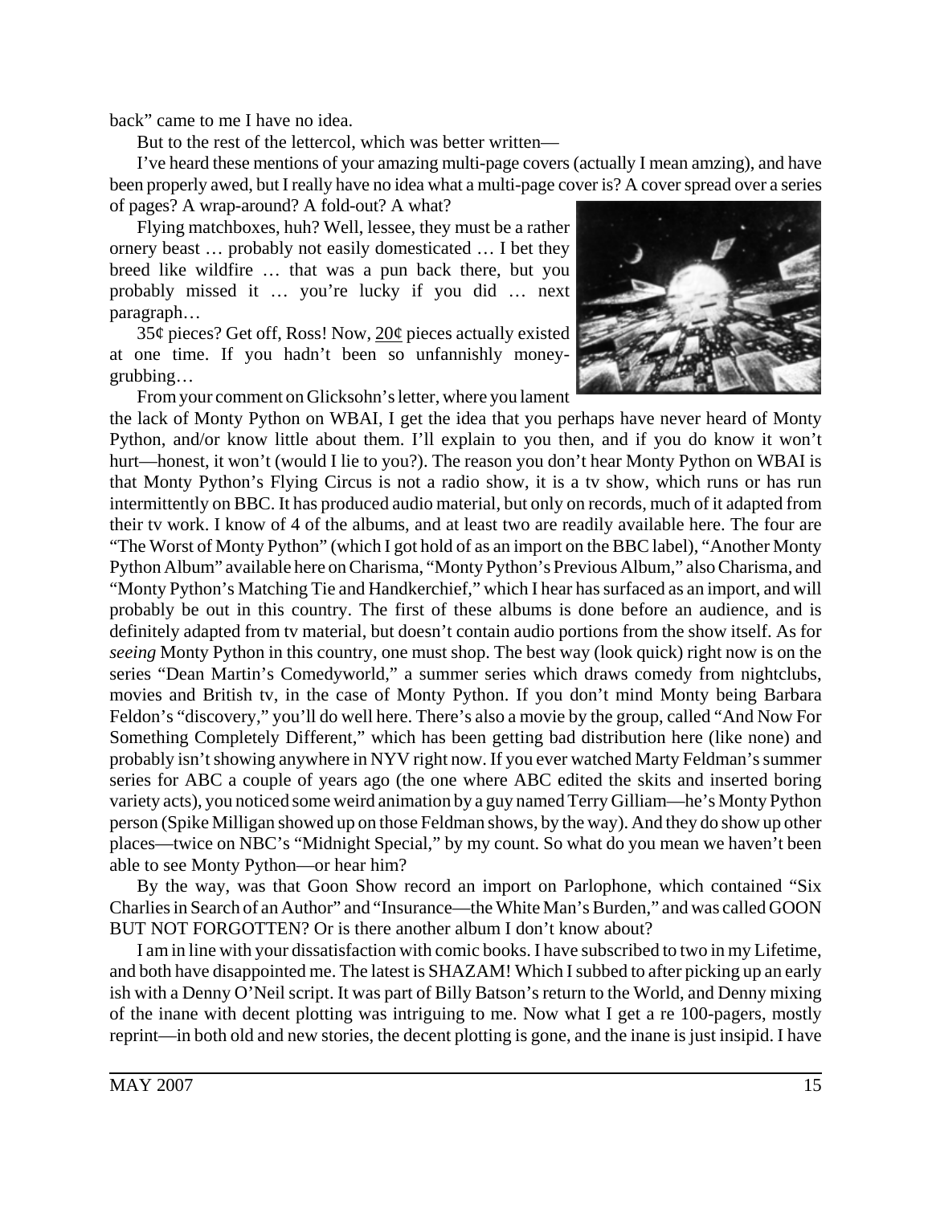back" came to me I have no idea.

But to the rest of the lettercol, which was better written—

I've heard these mentions of your amazing multi-page covers (actually I mean amzing), and have been properly awed, but I really have no idea what a multi-page cover is? A cover spread over a series of pages? A wrap-around? A fold-out? A what?

Flying matchboxes, huh? Well, lessee, they must be a rather ornery beast … probably not easily domesticated … I bet they breed like wildfire … that was a pun back there, but you probably missed it … you're lucky if you did … next paragraph…

35¢ pieces? Get off, Ross! Now, 20¢ pieces actually existed at one time. If you hadn't been so unfannishly money-grubbing…

From your comment on Glicksohn's letter, where you lament the lack of Monty Python on WBAI, I get the idea that you perhaps have never heard of Monty Python, and/or know little about them. I'll explain to you then, and if you do know it won't hurt—honest, it won't (would I lie to you?). The reason you don't hear Monty Python on WBAI is that Monty Python's Flying Circus is not a radio show, it is a tv show, which runs or has run intermittently on BBC. It has produced audio material, but only on records, much of it adapted from their tv work. I know of 4 of the albums, and at least two are readily available here. The four are "The Worst of Monty Python" (which I got hold of as an import on the BBC label), "Another Monty Python Album" available here on Charisma, "Monty Python's Previous Album," also Charisma, and "Monty Python's Matching Tie and Handkerchief," which I hear has surfaced as an import, and will probably be out in this country. The first of these albums is done before an audience, and is definitely adapted from tv material, but doesn't contain audio portions from the show itself. As for *seeing* Monty Python in this country, one must shop. The best way (look quick) right now is on the series "Dean Martin's Comedyworld," a summer series which draws comedy from nightclubs, movies and British tv, in the case of Monty Python. If you don't mind Monty being Barbara Feldon's "discovery," you'll do well here. There's also a movie by the group, called "And Now For Something Completely Different," which has been getting bad distribution here (like none) and probably isn't showing anywhere in NYV right now. If you ever watched Marty Feldman's summer series for ABC a couple of years ago (the one where ABC edited the skits and inserted boring variety acts), you noticed some weird animation by a guy named Terry Gilliam—he's Monty Python person (Spike Milligan showed up on those Feldman shows, by the way). And they do show up other places—twice on NBC's "Midnight Special," by my count. So what do you mean we haven't been able to see Monty Python—or hear him?

By the way, was that Goon Show record an import on Parlophone, which contained "Six Charlies in Search of an Author" and "Insurance—the White Man's Burden," and was called GOON BUT NOT FORGOTTEN? Or is there another album I don't know about?

I am in line with your dissatisfaction with comic books. I have subscribed to two in my Lifetime, and both have disappointed me. The latest is SHAZAM! Which I subbed to after picking up an early ish with a Denny O'Neil script. It was part of Billy Batson's return to the World, and Denny mixing of the inane with decent plotting was intriguing to me. Now what I get a re 100-pagers, mostly reprint—in both old and new stories, the decent plotting is gone, and the inane is just insipid. I have